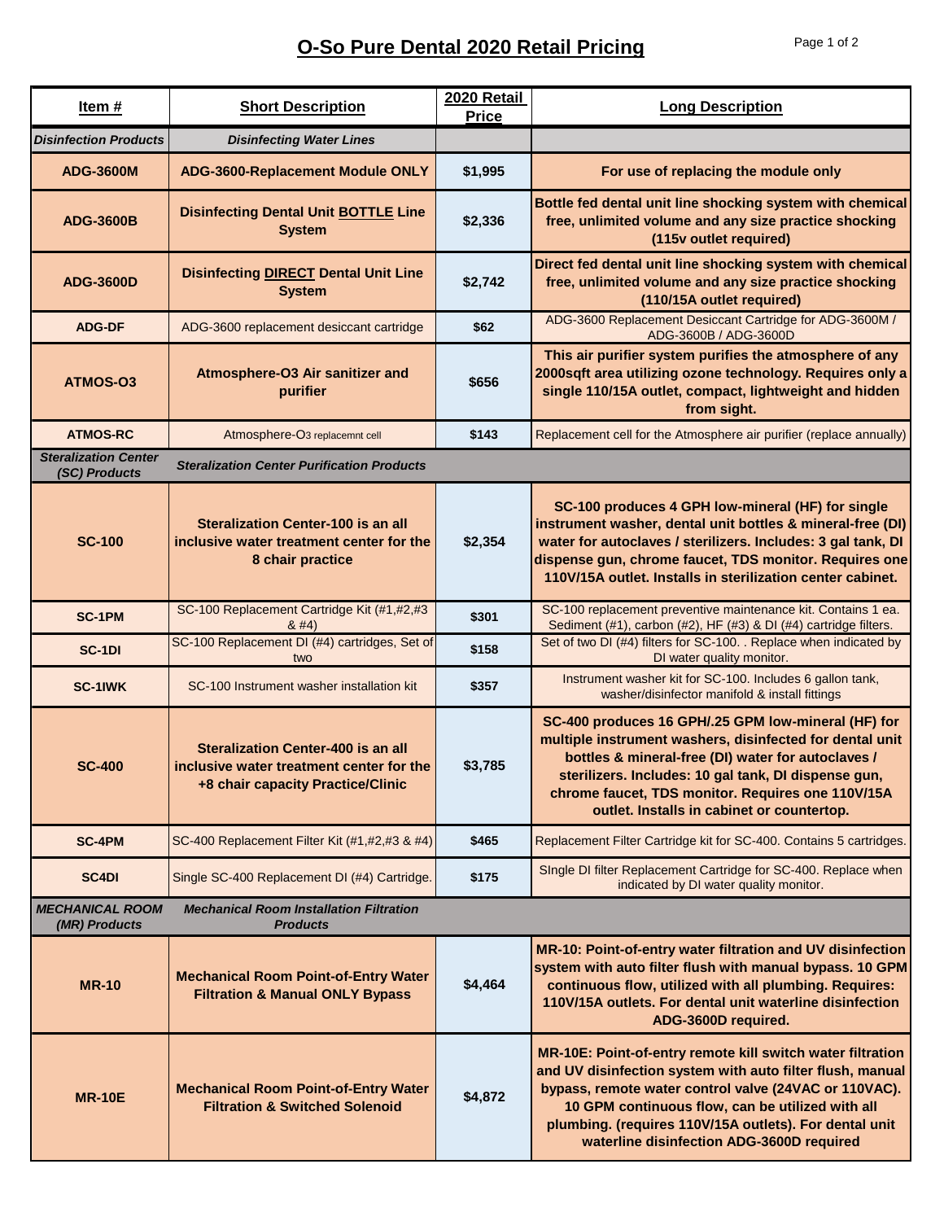# O-So Pure Dental 2020 Retail Pricing

| Item # | Short Description | 2020 Retail Price | Long Description |
|---|---|---|---|
| *Disinfection Products* | *Disinfecting Water Lines* | | |
| **ADG-3600M** | **ADG-3600-Replacement Module ONLY** | **$1,995** | **For use of replacing the module only** |
| **ADG-3600B** | **Disinfecting Dental Unit BOTTLE Line System** | **$2,336** | **Bottle fed dental unit line shocking system with chemical free, unlimited volume and any size practice shocking (115v outlet required)** |
| **ADG-3600D** | **Disinfecting DIRECT Dental Unit Line System** | **$2,742** | **Direct fed dental unit line shocking system with chemical free, unlimited volume and any size practice shocking (110/15A outlet required)** |
| **ADG-DF** | ADG-3600 replacement desiccant cartridge | **$62** | ADG-3600 Replacement Desiccant Cartridge for ADG-3600M / ADG-3600B / ADG-3600D |
| **ATMOS-O3** | **Atmosphere-O3 Air sanitizer and purifier** | **$656** | **This air purifier system purifies the atmosphere of any 2000sqft area utilizing ozone technology. Requires only a single 110/15A outlet, compact, lightweight and hidden from sight.** |
| **ATMOS-RC** | Atmosphere-O3 replacemnt cell | **$143** | Replacement cell for the Atmosphere air purifier (replace annually) |
| *Steralization Center (SC) Products* | *Steralization Center Purification Products* | | |
| **SC-100** | **Steralization Center-100 is an all inclusive water treatment center for the 8 chair practice** | **$2,354** | **SC-100 produces 4 GPH low-mineral (HF) for single instrument washer, dental unit bottles & mineral-free (DI) water for autoclaves / sterilizers. Includes: 3 gal tank, DI dispense gun, chrome faucet, TDS monitor. Requires one 110V/15A outlet. Installs in sterilization center cabinet.** |
| **SC-1PM** | SC-100 Replacement Cartridge Kit (#1,#2,#3 & #4) | **$301** | SC-100 replacement preventive maintenance kit. Contains 1 ea. Sediment (#1), carbon (#2), HF (#3) & DI (#4) cartridge filters. |
| **SC-1DI** | SC-100 Replacement DI (#4) cartridges, Set of two | **$158** | Set of two DI (#4) filters for SC-100. . Replace when indicated by DI water quality monitor. |
| **SC-1IWK** | SC-100 Instrument washer installation kit | **$357** | Instrument washer kit for SC-100. Includes 6 gallon tank, washer/disinfector manifold & install fittings |
| **SC-400** | **Steralization Center-400 is an all inclusive water treatment center for the +8 chair capacity Practice/Clinic** | **$3,785** | **SC-400 produces 16 GPH/.25 GPM low-mineral (HF) for multiple instrument washers, disinfected for dental unit bottles & mineral-free (DI) water for autoclaves / sterilizers. Includes: 10 gal tank, DI dispense gun, chrome faucet, TDS monitor. Requires one 110V/15A outlet. Installs in cabinet or countertop.** |
| **SC-4PM** | SC-400 Replacement Filter Kit (#1,#2,#3 & #4) | **$465** | Replacement Filter Cartridge kit for SC-400. Contains 5 cartridges. |
| **SC4DI** | Single SC-400 Replacement DI (#4) Cartridge. | **$175** | SIngle DI filter Replacement Cartridge for SC-400. Replace when indicated by DI water quality monitor. |
| *MECHANICAL ROOM (MR) Products* | *Mechanical Room Installation Filtration Products* | | |
| **MR-10** | **Mechanical Room Point-of-Entry Water Filtration & Manual ONLY Bypass** | **$4,464** | **MR-10: Point-of-entry water filtration and UV disinfection system with auto filter flush with manual bypass. 10 GPM continuous flow, utilized with all plumbing. Requires: 110V/15A outlets. For dental unit waterline disinfection ADG-3600D required.** |
| **MR-10E** | **Mechanical Room Point-of-Entry Water Filtration & Switched Solenoid** | **$4,872** | **MR-10E: Point-of-entry remote kill switch water filtration and UV disinfection system with auto filter flush, manual bypass, remote water control valve (24VAC or 110VAC). 10 GPM continuous flow, can be utilized with all plumbing. (requires 110V/15A outlets). For dental unit waterline disinfection ADG-3600D required** |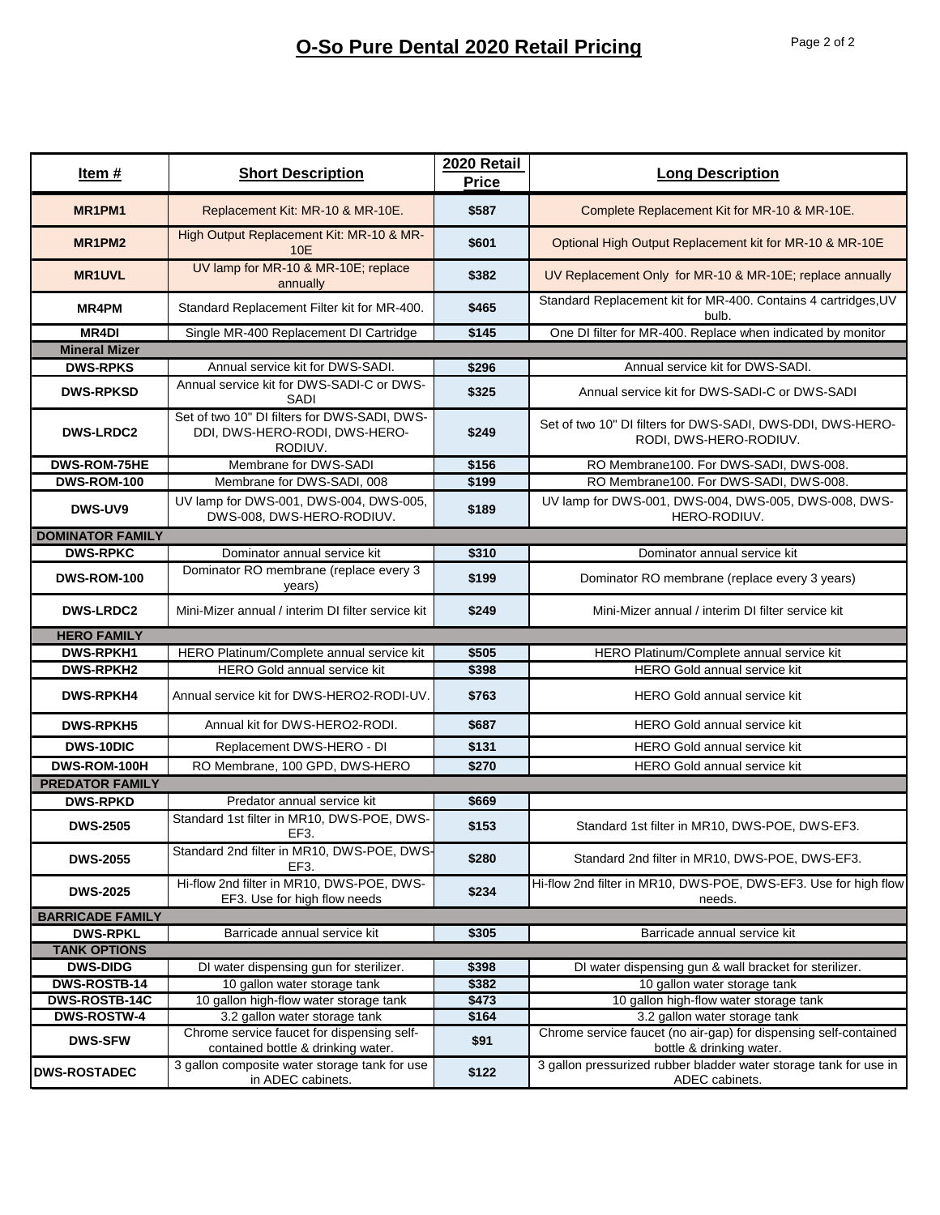# O-So Pure Dental 2020 Retail Pricing

| Item # | Short Description | 2020 Retail Price | Long Description |
|---|---|---|---|
| MR1PM1 | Replacement Kit: MR-10 & MR-10E. | $587 | Complete Replacement Kit for MR-10 & MR-10E. |
| MR1PM2 | High Output Replacement Kit: MR-10 & MR-10E | $601 | Optional High Output Replacement kit for MR-10 & MR-10E |
| MR1UVL | UV lamp for MR-10 & MR-10E; replace annually | $382 | UV Replacement Only for MR-10 & MR-10E; replace annually |
| MR4PM | Standard Replacement Filter kit for MR-400. | $465 | Standard Replacement kit for MR-400. Contains 4 cartridges,UV bulb. |
| MR4DI | Single MR-400 Replacement DI Cartridge | $145 | One DI filter for MR-400. Replace when indicated by monitor |
| **Mineral Mizer** | | | |
| DWS-RPKS | Annual service kit for DWS-SADI. | $296 | Annual service kit for DWS-SADI. |
| DWS-RPKSD | Annual service kit for DWS-SADI-C or DWS-SADI | $325 | Annual service kit for DWS-SADI-C or DWS-SADI |
| DWS-LRDC2 | Set of two 10" DI filters for DWS-SADI, DWS-DDI, DWS-HERO-RODI, DWS-HERO-RODIUV. | $249 | Set of two 10" DI filters for DWS-SADI, DWS-DDI, DWS-HERO-RODI, DWS-HERO-RODIUV. |
| DWS-ROM-75HE | Membrane for DWS-SADI | $156 | RO Membrane100. For DWS-SADI, DWS-008. |
| DWS-ROM-100 | Membrane for DWS-SADI, 008 | $199 | RO Membrane100. For DWS-SADI, DWS-008. |
| DWS-UV9 | UV lamp for DWS-001, DWS-004, DWS-005, DWS-008, DWS-HERO-RODIUV. | $189 | UV lamp for DWS-001, DWS-004, DWS-005, DWS-008, DWS-HERO-RODIUV. |
| **DOMINATOR FAMILY** | | | |
| DWS-RPKC | Dominator annual service kit | $310 | Dominator annual service kit |
| DWS-ROM-100 | Dominator RO membrane (replace every 3 years) | $199 | Dominator RO membrane (replace every 3 years) |
| DWS-LRDC2 | Mini-Mizer annual / interim DI filter service kit | $249 | Mini-Mizer annual / interim DI filter service kit |
| **HERO FAMILY** | | | |
| DWS-RPKH1 | HERO Platinum/Complete annual service kit | $505 | HERO Platinum/Complete annual service kit |
| DWS-RPKH2 | HERO Gold annual service kit | $398 | HERO Gold annual service kit |
| DWS-RPKH4 | Annual service kit for DWS-HERO2-RODI-UV. | $763 | HERO Gold annual service kit |
| DWS-RPKH5 | Annual kit for DWS-HERO2-RODI. | $687 | HERO Gold annual service kit |
| DWS-10DIC | Replacement DWS-HERO - DI | $131 | HERO Gold annual service kit |
| DWS-ROM-100H | RO Membrane, 100 GPD, DWS-HERO | $270 | HERO Gold annual service kit |
| **PREDATOR FAMILY** | | | |
| DWS-RPKD | Predator annual service kit | $669 | |
| DWS-2505 | Standard 1st filter in MR10, DWS-POE, DWS-EF3. | $153 | Standard 1st filter in MR10, DWS-POE, DWS-EF3. |
| DWS-2055 | Standard 2nd filter in MR10, DWS-POE, DWS-EF3. | $280 | Standard 2nd filter in MR10, DWS-POE, DWS-EF3. |
| DWS-2025 | Hi-flow 2nd filter in MR10, DWS-POE, DWS-EF3. Use for high flow needs | $234 | Hi-flow 2nd filter in MR10, DWS-POE, DWS-EF3. Use for high flow needs. |
| **BARRICADE FAMILY** | | | |
| DWS-RPKL | Barricade annual service kit | $305 | Barricade annual service kit |
| **TANK OPTIONS** | | | |
| DWS-DIDG | DI water dispensing gun for sterilizer. | $398 | DI water dispensing gun & wall bracket for sterilizer. |
| DWS-ROSTB-14 | 10 gallon water storage tank | $382 | 10 gallon water storage tank |
| DWS-ROSTB-14C | 10 gallon high-flow water storage tank | $473 | 10 gallon high-flow water storage tank |
| DWS-ROSTW-4 | 3.2 gallon water storage tank | $164 | 3.2 gallon water storage tank |
| DWS-SFW | Chrome service faucet for dispensing self-contained bottle & drinking water. | $91 | Chrome service faucet (no air-gap) for dispensing self-contained bottle & drinking water. |
| DWS-ROSTADEC | 3 gallon composite water storage tank for use in ADEC cabinets. | $122 | 3 gallon pressurized rubber bladder water storage tank for use in ADEC cabinets. |